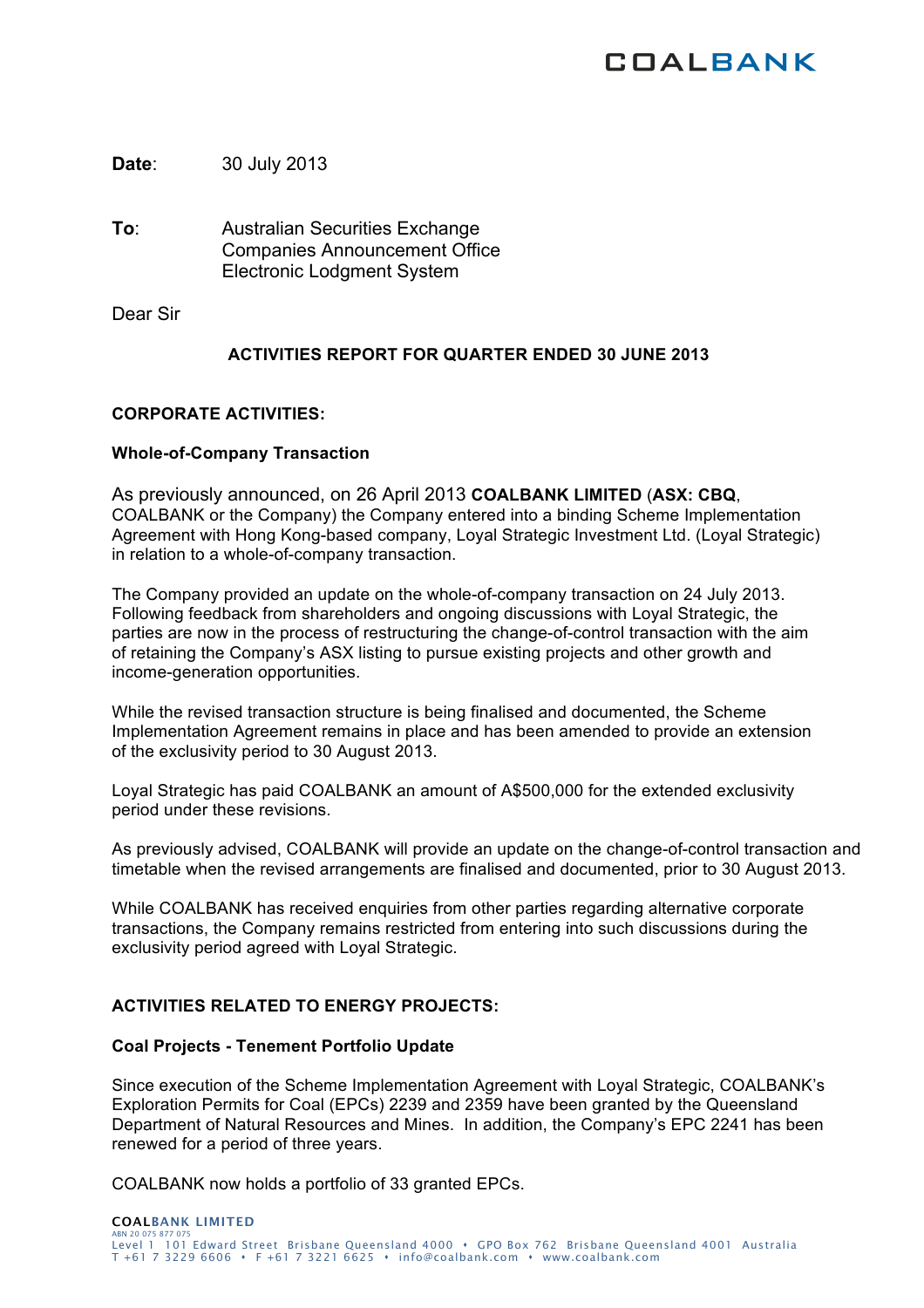COALBANK

**Date**: 30 July 2013

**To**: Australian Securities Exchange
Companies Announcement Office
Electronic Lodgment System

Dear Sir

## ACTIVITIES REPORT FOR QUARTER ENDED 30 JUNE 2013

## CORPORATE ACTIVITIES:

### Whole-of-Company Transaction

As previously announced, on 26 April 2013 **COALBANK LIMITED** (**ASX: CBQ**, COALBANK or the Company) the Company entered into a binding Scheme Implementation Agreement with Hong Kong-based company, Loyal Strategic Investment Ltd. (Loyal Strategic) in relation to a whole-of-company transaction.

The Company provided an update on the whole-of-company transaction on 24 July 2013. Following feedback from shareholders and ongoing discussions with Loyal Strategic, the parties are now in the process of restructuring the change-of-control transaction with the aim of retaining the Company's ASX listing to pursue existing projects and other growth and income-generation opportunities.

While the revised transaction structure is being finalised and documented, the Scheme Implementation Agreement remains in place and has been amended to provide an extension of the exclusivity period to 30 August 2013.

Loyal Strategic has paid COALBANK an amount of A$500,000 for the extended exclusivity period under these revisions.

As previously advised, COALBANK will provide an update on the change-of-control transaction and timetable when the revised arrangements are finalised and documented, prior to 30 August 2013.

While COALBANK has received enquiries from other parties regarding alternative corporate transactions, the Company remains restricted from entering into such discussions during the exclusivity period agreed with Loyal Strategic.

## ACTIVITIES RELATED TO ENERGY PROJECTS:

### Coal Projects - Tenement Portfolio Update

Since execution of the Scheme Implementation Agreement with Loyal Strategic, COALBANK's Exploration Permits for Coal (EPCs) 2239 and 2359 have been granted by the Queensland Department of Natural Resources and Mines. In addition, the Company's EPC 2241 has been renewed for a period of three years.

COALBANK now holds a portfolio of 33 granted EPCs.

COALBANK LIMITED
ABN 20 075 877 075
Level 1 101 Edward Street Brisbane Queensland 4000 • GPO Box 762 Brisbane Queensland 4001 Australia
T +61 7 3229 6606 • F +61 7 3221 6625 • info@coalbank.com • www.coalbank.com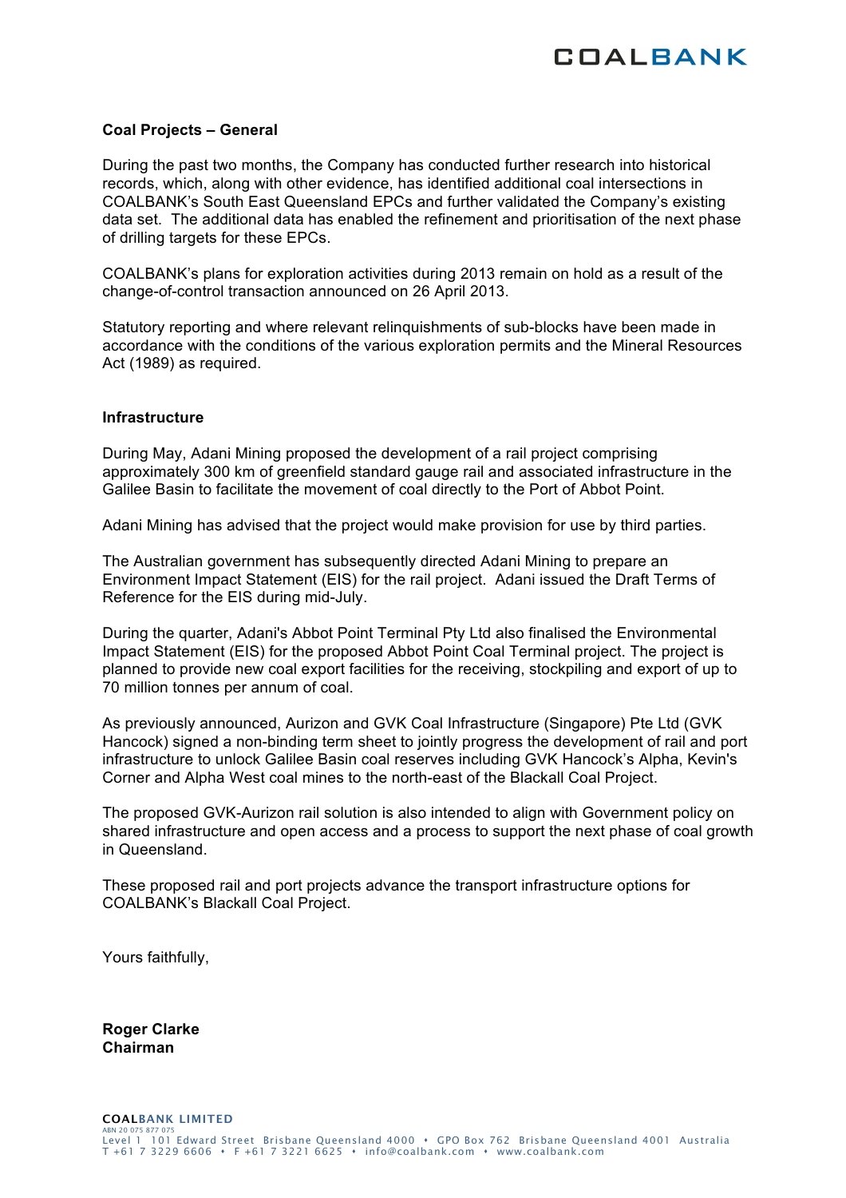**Coal Projects – General**

During the past two months, the Company has conducted further research into historical records, which, along with other evidence, has identified additional coal intersections in COALBANK's South East Queensland EPCs and further validated the Company's existing data set. The additional data has enabled the refinement and prioritisation of the next phase of drilling targets for these EPCs.

COALBANK's plans for exploration activities during 2013 remain on hold as a result of the change-of-control transaction announced on 26 April 2013.

Statutory reporting and where relevant relinquishments of sub-blocks have been made in accordance with the conditions of the various exploration permits and the Mineral Resources Act (1989) as required.

**Infrastructure**

During May, Adani Mining proposed the development of a rail project comprising approximately 300 km of greenfield standard gauge rail and associated infrastructure in the Galilee Basin to facilitate the movement of coal directly to the Port of Abbot Point.

Adani Mining has advised that the project would make provision for use by third parties.

The Australian government has subsequently directed Adani Mining to prepare an Environment Impact Statement (EIS) for the rail project. Adani issued the Draft Terms of Reference for the EIS during mid-July.

During the quarter, Adani's Abbot Point Terminal Pty Ltd also finalised the Environmental Impact Statement (EIS) for the proposed Abbot Point Coal Terminal project. The project is planned to provide new coal export facilities for the receiving, stockpiling and export of up to 70 million tonnes per annum of coal.

As previously announced, Aurizon and GVK Coal Infrastructure (Singapore) Pte Ltd (GVK Hancock) signed a non-binding term sheet to jointly progress the development of rail and port infrastructure to unlock Galilee Basin coal reserves including GVK Hancock's Alpha, Kevin's Corner and Alpha West coal mines to the north-east of the Blackall Coal Project.

The proposed GVK-Aurizon rail solution is also intended to align with Government policy on shared infrastructure and open access and a process to support the next phase of coal growth in Queensland.

These proposed rail and port projects advance the transport infrastructure options for COALBANK's Blackall Coal Project.

Yours faithfully,

**Roger Clarke**
**Chairman**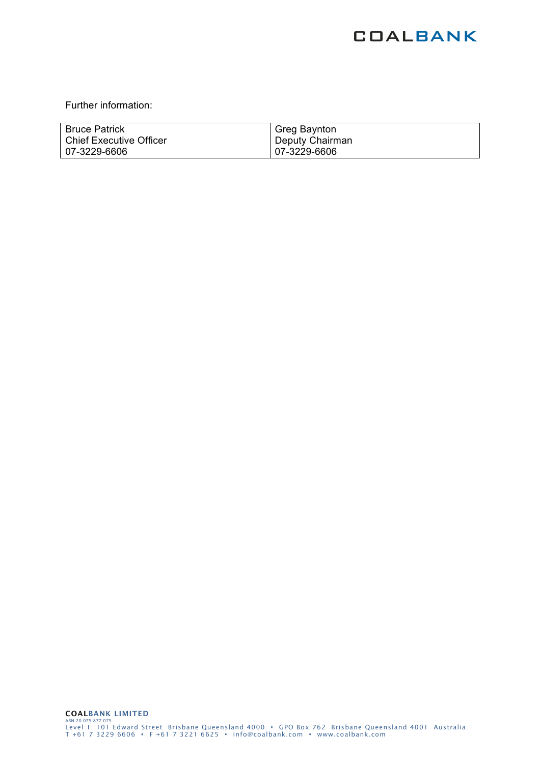Further information:

| | |
|---|---|
| Bruce Patrick<br>Chief Executive Officer<br>07-3229-6606 | Greg Baynton<br>Deputy Chairman<br>07-3229-6606 |